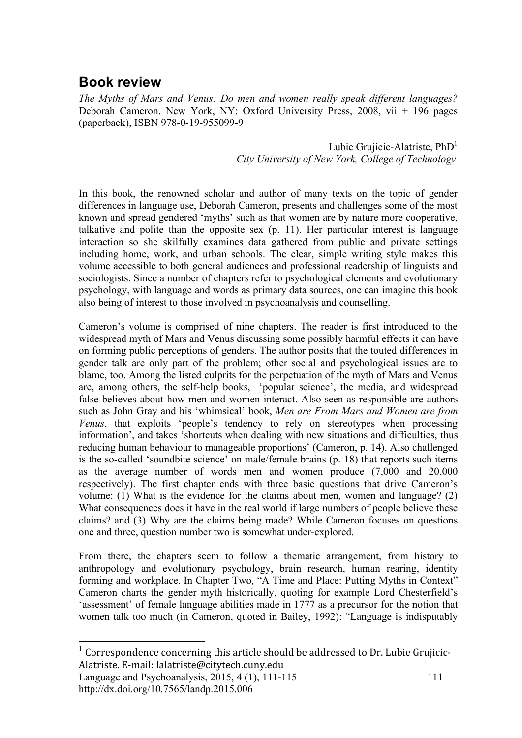# Book review

*The Myths of Mars and Venus: Do men and women really speak different languages?* Deborah Cameron. New York, NY: Oxford University Press, 2008, vii + 196 pages (paperback), ISBN 978-0-19-955099-9

Lubie Grujicic-Alatriste, PhD[1]
*City University of New York, College of Technology*

In this book, the renowned scholar and author of many texts on the topic of gender differences in language use, Deborah Cameron, presents and challenges some of the most known and spread gendered 'myths' such as that women are by nature more cooperative, talkative and polite than the opposite sex (p. 11). Her particular interest is language interaction so she skilfully examines data gathered from public and private settings including home, work, and urban schools. The clear, simple writing style makes this volume accessible to both general audiences and professional readership of linguists and sociologists. Since a number of chapters refer to psychological elements and evolutionary psychology, with language and words as primary data sources, one can imagine this book also being of interest to those involved in psychoanalysis and counselling.

Cameron's volume is comprised of nine chapters. The reader is first introduced to the widespread myth of Mars and Venus discussing some possibly harmful effects it can have on forming public perceptions of genders. The author posits that the touted differences in gender talk are only part of the problem; other social and psychological issues are to blame, too. Among the listed culprits for the perpetuation of the myth of Mars and Venus are, among others, the self-help books, 'popular science', the media, and widespread false believes about how men and women interact. Also seen as responsible are authors such as John Gray and his 'whimsical' book, *Men are From Mars and Women are from Venus*, that exploits 'people's tendency to rely on stereotypes when processing information', and takes 'shortcuts when dealing with new situations and difficulties, thus reducing human behaviour to manageable proportions' (Cameron, p. 14). Also challenged is the so-called 'soundbite science' on male/female brains (p. 18) that reports such items as the average number of words men and women produce (7,000 and 20,000 respectively). The first chapter ends with three basic questions that drive Cameron's volume: (1) What is the evidence for the claims about men, women and language? (2) What consequences does it have in the real world if large numbers of people believe these claims? and (3) Why are the claims being made? While Cameron focuses on questions one and three, question number two is somewhat under-explored.

From there, the chapters seem to follow a thematic arrangement, from history to anthropology and evolutionary psychology, brain research, human rearing, identity forming and workplace. In Chapter Two, "A Time and Place: Putting Myths in Context" Cameron charts the gender myth historically, quoting for example Lord Chesterfield's 'assessment' of female language abilities made in 1777 as a precursor for the notion that women talk too much (in Cameron, quoted in Bailey, 1992): "Language is indisputably

[1] Correspondence concerning this article should be addressed to Dr. Lubie Grujicic-Alatriste. E-mail: lalatriste@citytech.cuny.edu

http://dx.doi.org/10.7565/landp.2015.006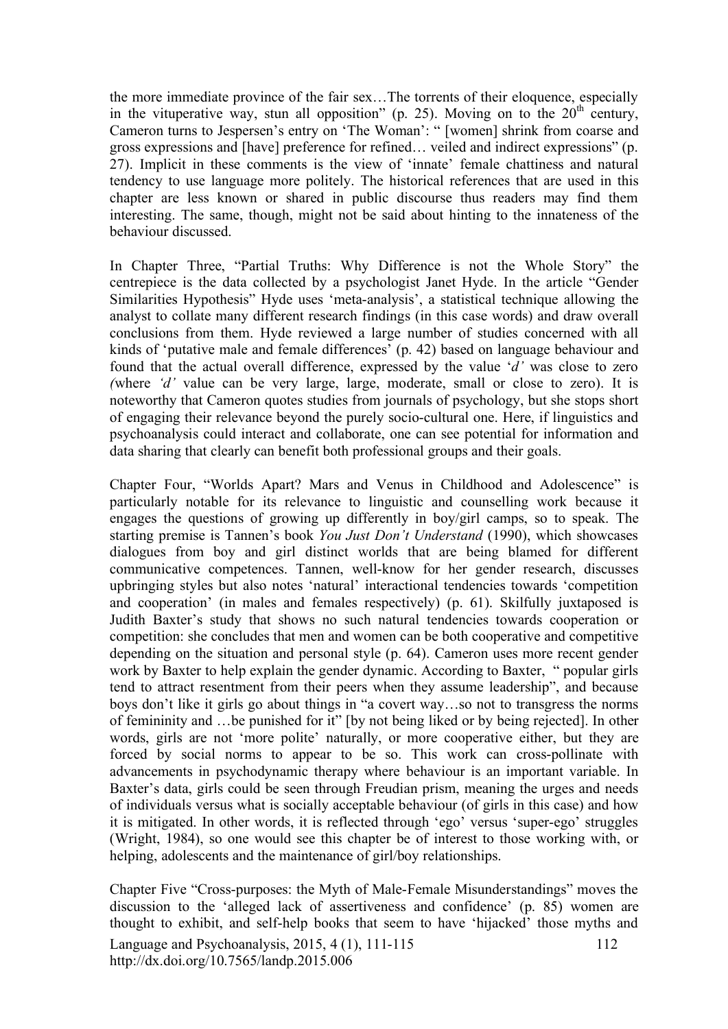the more immediate province of the fair sex…The torrents of their eloquence, especially in the vituperative way, stun all opposition" (p. 25). Moving on to the $20^{th}$ century, Cameron turns to Jespersen's entry on 'The Woman': " [women] shrink from coarse and gross expressions and [have] preference for refined… veiled and indirect expressions" (p. 27). Implicit in these comments is the view of 'innate' female chattiness and natural tendency to use language more politely. The historical references that are used in this chapter are less known or shared in public discourse thus readers may find them interesting. The same, though, might not be said about hinting to the innateness of the behaviour discussed.

In Chapter Three, "Partial Truths: Why Difference is not the Whole Story" the centrepiece is the data collected by a psychologist Janet Hyde. In the article "Gender Similarities Hypothesis" Hyde uses 'meta-analysis', a statistical technique allowing the analyst to collate many different research findings (in this case words) and draw overall conclusions from them. Hyde reviewed a large number of studies concerned with all kinds of 'putative male and female differences' (p. 42) based on language behaviour and found that the actual overall difference, expressed by the value '*d'* was close to zero *(*where *'d'* value can be very large, large, moderate, small or close to zero). It is noteworthy that Cameron quotes studies from journals of psychology, but she stops short of engaging their relevance beyond the purely socio-cultural one. Here, if linguistics and psychoanalysis could interact and collaborate, one can see potential for information and data sharing that clearly can benefit both professional groups and their goals.

Chapter Four, "Worlds Apart? Mars and Venus in Childhood and Adolescence" is particularly notable for its relevance to linguistic and counselling work because it engages the questions of growing up differently in boy/girl camps, so to speak. The starting premise is Tannen's book *You Just Don't Understand* (1990), which showcases dialogues from boy and girl distinct worlds that are being blamed for different communicative competences. Tannen, well-know for her gender research, discusses upbringing styles but also notes 'natural' interactional tendencies towards 'competition and cooperation' (in males and females respectively) (p. 61). Skilfully juxtaposed is Judith Baxter's study that shows no such natural tendencies towards cooperation or competition: she concludes that men and women can be both cooperative and competitive depending on the situation and personal style (p. 64). Cameron uses more recent gender work by Baxter to help explain the gender dynamic. According to Baxter, " popular girls tend to attract resentment from their peers when they assume leadership", and because boys don't like it girls go about things in "a covert way…so not to transgress the norms of femininity and …be punished for it" [by not being liked or by being rejected]. In other words, girls are not 'more polite' naturally, or more cooperative either, but they are forced by social norms to appear to be so. This work can cross-pollinate with advancements in psychodynamic therapy where behaviour is an important variable. In Baxter's data, girls could be seen through Freudian prism, meaning the urges and needs of individuals versus what is socially acceptable behaviour (of girls in this case) and how it is mitigated. In other words, it is reflected through 'ego' versus 'super-ego' struggles (Wright, 1984), so one would see this chapter be of interest to those working with, or helping, adolescents and the maintenance of girl/boy relationships.

Chapter Five "Cross-purposes: the Myth of Male-Female Misunderstandings" moves the discussion to the 'alleged lack of assertiveness and confidence' (p. 85) women are thought to exhibit, and self-help books that seem to have 'hijacked' those myths and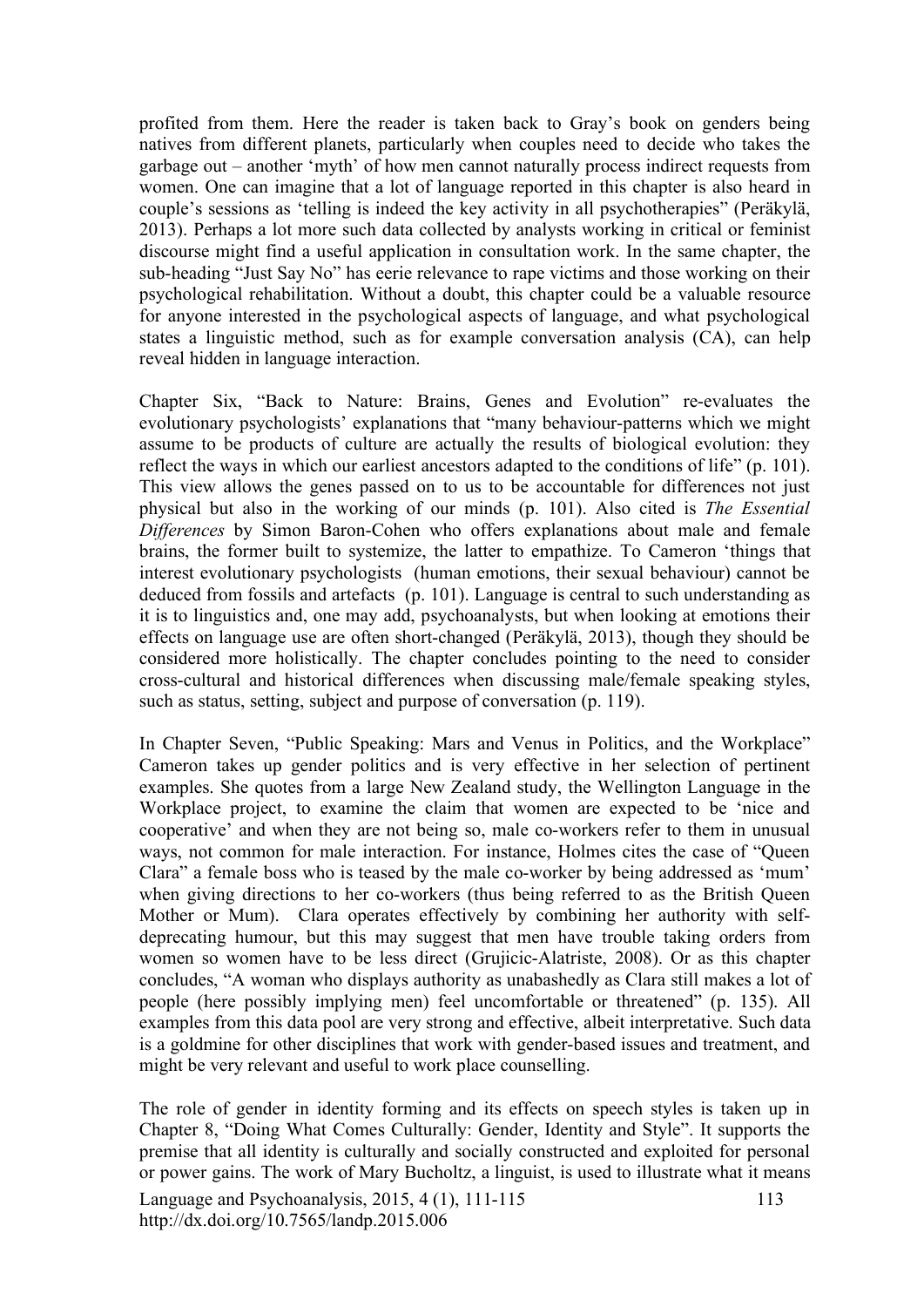profited from them. Here the reader is taken back to Gray's book on genders being natives from different planets, particularly when couples need to decide who takes the garbage out – another 'myth' of how men cannot naturally process indirect requests from women. One can imagine that a lot of language reported in this chapter is also heard in couple's sessions as 'telling is indeed the key activity in all psychotherapies" (Peräkylä, 2013). Perhaps a lot more such data collected by analysts working in critical or feminist discourse might find a useful application in consultation work. In the same chapter, the sub-heading "Just Say No" has eerie relevance to rape victims and those working on their psychological rehabilitation. Without a doubt, this chapter could be a valuable resource for anyone interested in the psychological aspects of language, and what psychological states a linguistic method, such as for example conversation analysis (CA), can help reveal hidden in language interaction.

Chapter Six, "Back to Nature: Brains, Genes and Evolution" re-evaluates the evolutionary psychologists' explanations that "many behaviour-patterns which we might assume to be products of culture are actually the results of biological evolution: they reflect the ways in which our earliest ancestors adapted to the conditions of life" (p. 101). This view allows the genes passed on to us to be accountable for differences not just physical but also in the working of our minds (p. 101). Also cited is *The Essential Differences* by Simon Baron-Cohen who offers explanations about male and female brains, the former built to systemize, the latter to empathize. To Cameron 'things that interest evolutionary psychologists (human emotions, their sexual behaviour) cannot be deduced from fossils and artefacts (p. 101). Language is central to such understanding as it is to linguistics and, one may add, psychoanalysts, but when looking at emotions their effects on language use are often short-changed (Peräkylä, 2013), though they should be considered more holistically. The chapter concludes pointing to the need to consider cross-cultural and historical differences when discussing male/female speaking styles, such as status, setting, subject and purpose of conversation (p. 119).

In Chapter Seven, "Public Speaking: Mars and Venus in Politics, and the Workplace" Cameron takes up gender politics and is very effective in her selection of pertinent examples. She quotes from a large New Zealand study, the Wellington Language in the Workplace project, to examine the claim that women are expected to be 'nice and cooperative' and when they are not being so, male co-workers refer to them in unusual ways, not common for male interaction. For instance, Holmes cites the case of "Queen Clara" a female boss who is teased by the male co-worker by being addressed as 'mum' when giving directions to her co-workers (thus being referred to as the British Queen Mother or Mum). Clara operates effectively by combining her authority with self-deprecating humour, but this may suggest that men have trouble taking orders from women so women have to be less direct (Grujicic-Alatriste, 2008). Or as this chapter concludes, "A woman who displays authority as unabashedly as Clara still makes a lot of people (here possibly implying men) feel uncomfortable or threatened" (p. 135). All examples from this data pool are very strong and effective, albeit interpretative. Such data is a goldmine for other disciplines that work with gender-based issues and treatment, and might be very relevant and useful to work place counselling.

The role of gender in identity forming and its effects on speech styles is taken up in Chapter 8, "Doing What Comes Culturally: Gender, Identity and Style". It supports the premise that all identity is culturally and socially constructed and exploited for personal or power gains. The work of Mary Bucholtz, a linguist, is used to illustrate what it means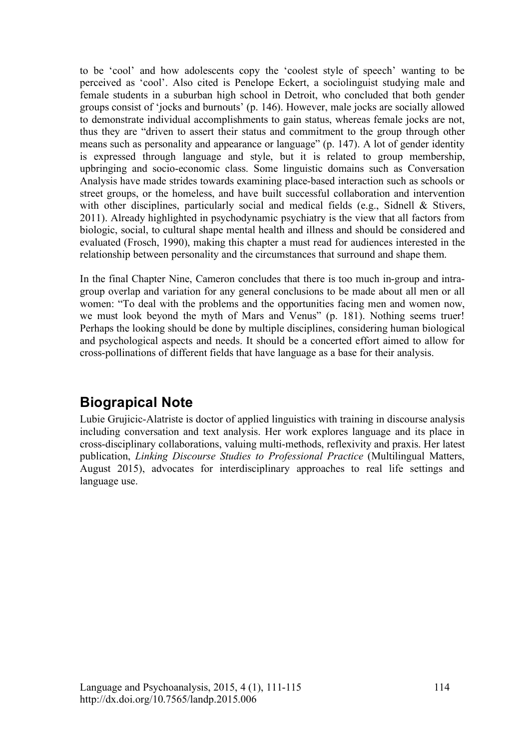to be ‘cool’ and how adolescents copy the ‘coolest style of speech’ wanting to be perceived as ‘cool’. Also cited is Penelope Eckert, a sociolinguist studying male and female students in a suburban high school in Detroit, who concluded that both gender groups consist of ‘jocks and burnouts’ (p. 146). However, male jocks are socially allowed to demonstrate individual accomplishments to gain status, whereas female jocks are not, thus they are “driven to assert their status and commitment to the group through other means such as personality and appearance or language” (p. 147). A lot of gender identity is expressed through language and style, but it is related to group membership, upbringing and socio-economic class. Some linguistic domains such as Conversation Analysis have made strides towards examining place-based interaction such as schools or street groups, or the homeless, and have built successful collaboration and intervention with other disciplines, particularly social and medical fields (e.g., Sidnell & Stivers, 2011). Already highlighted in psychodynamic psychiatry is the view that all factors from biologic, social, to cultural shape mental health and illness and should be considered and evaluated (Frosch, 1990), making this chapter a must read for audiences interested in the relationship between personality and the circumstances that surround and shape them.

In the final Chapter Nine, Cameron concludes that there is too much in-group and intra-group overlap and variation for any general conclusions to be made about all men or all women: “To deal with the problems and the opportunities facing men and women now, we must look beyond the myth of Mars and Venus” (p. 181). Nothing seems truer! Perhaps the looking should be done by multiple disciplines, considering human biological and psychological aspects and needs. It should be a concerted effort aimed to allow for cross-pollinations of different fields that have language as a base for their analysis.

## Biograpical Note

Lubie Grujicic-Alatriste is doctor of applied linguistics with training in discourse analysis including conversation and text analysis. Her work explores language and its place in cross-disciplinary collaborations, valuing multi-methods, reflexivity and praxis. Her latest publication, *Linking Discourse Studies to Professional Practice* (Multilingual Matters, August 2015), advocates for interdisciplinary approaches to real life settings and language use.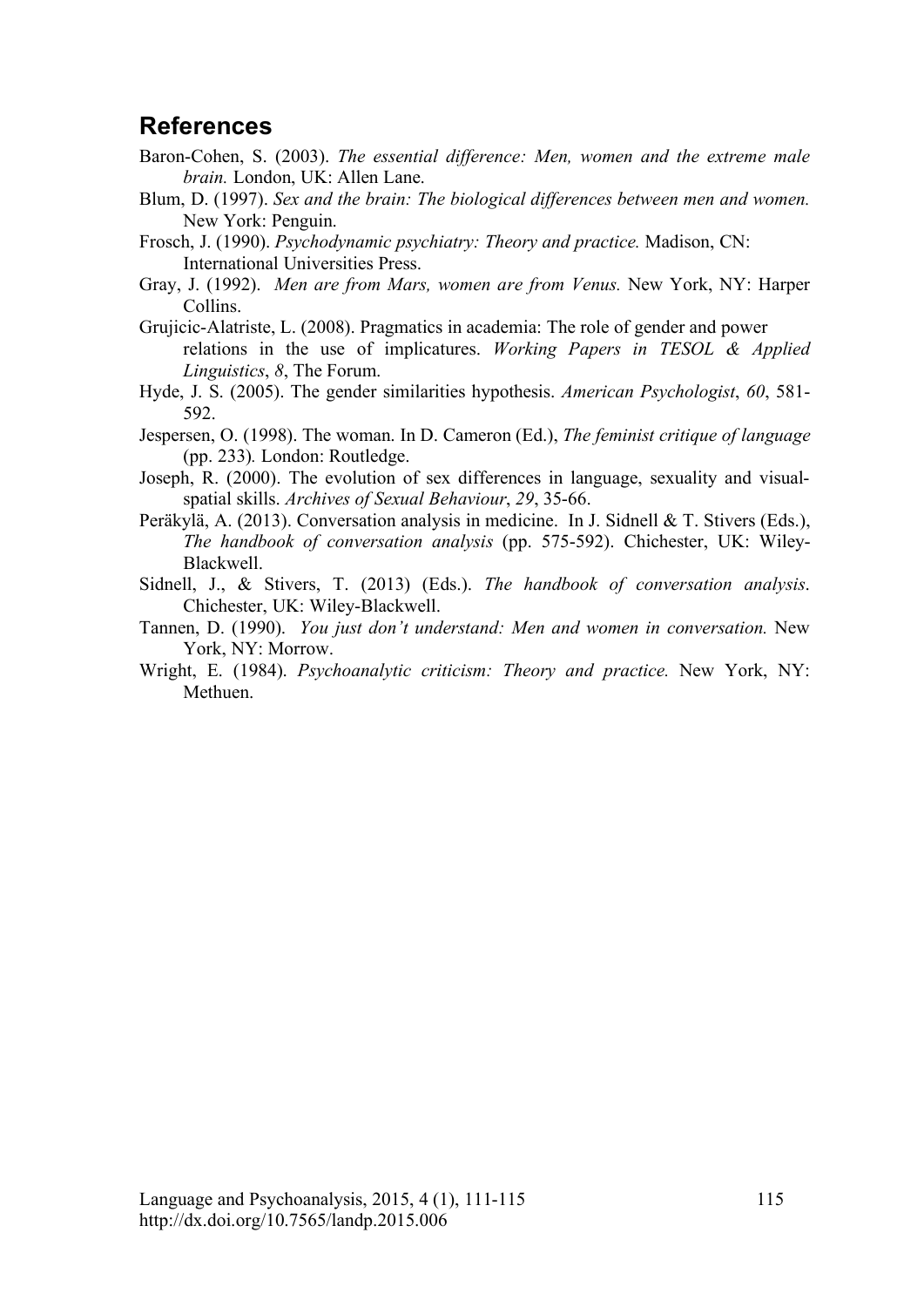## References

Baron-Cohen, S. (2003). *The essential difference: Men, women and the extreme male brain.* London, UK: Allen Lane.

Blum, D. (1997). *Sex and the brain: The biological differences between men and women.* New York: Penguin.

Frosch, J. (1990). *Psychodynamic psychiatry: Theory and practice.* Madison, CN: International Universities Press.

Gray, J. (1992). *Men are from Mars, women are from Venus.* New York, NY: Harper Collins.

Grujicic-Alatriste, L. (2008). Pragmatics in academia: The role of gender and power relations in the use of implicatures. *Working Papers in TESOL & Applied Linguistics*, *8*, The Forum.

Hyde, J. S. (2005). The gender similarities hypothesis. *American Psychologist*, *60*, 581-592.

Jespersen, O. (1998). The woman. In D. Cameron (Ed.), *The feminist critique of language* (pp. 233)*.* London: Routledge.

Joseph, R. (2000). The evolution of sex differences in language, sexuality and visual-spatial skills. *Archives of Sexual Behaviour*, *29*, 35-66.

Peräkylä, A. (2013). Conversation analysis in medicine. In J. Sidnell & T. Stivers (Eds.), *The handbook of conversation analysis* (pp. 575-592). Chichester, UK: Wiley-Blackwell.

Sidnell, J., & Stivers, T. (2013) (Eds.). *The handbook of conversation analysis*. Chichester, UK: Wiley-Blackwell.

Tannen, D. (1990). *You just don't understand: Men and women in conversation.* New York, NY: Morrow.

Wright, E. (1984). *Psychoanalytic criticism: Theory and practice.* New York, NY: Methuen.